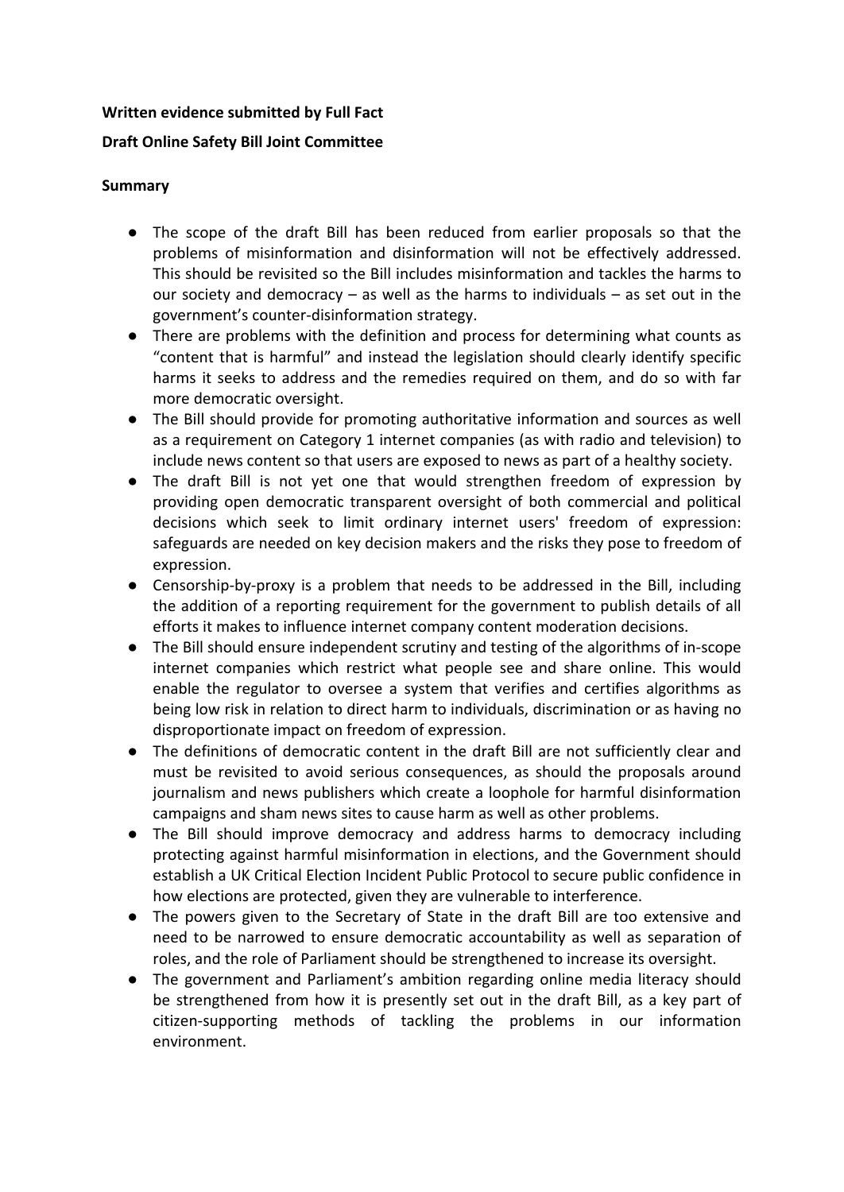**Written evidence submitted by Full Fact**

**Draft Online Safety Bill Joint Committee**

**Summary**

- The scope of the draft Bill has been reduced from earlier proposals so that the problems of misinformation and disinformation will not be effectively addressed. This should be revisited so the Bill includes misinformation and tackles the harms to our society and democracy – as well as the harms to individuals – as set out in the government's counter-disinformation strategy.
- There are problems with the definition and process for determining what counts as "content that is harmful" and instead the legislation should clearly identify specific harms it seeks to address and the remedies required on them, and do so with far more democratic oversight.
- The Bill should provide for promoting authoritative information and sources as well as a requirement on Category 1 internet companies (as with radio and television) to include news content so that users are exposed to news as part of a healthy society.
- The draft Bill is not yet one that would strengthen freedom of expression by providing open democratic transparent oversight of both commercial and political decisions which seek to limit ordinary internet users' freedom of expression: safeguards are needed on key decision makers and the risks they pose to freedom of expression.
- Censorship-by-proxy is a problem that needs to be addressed in the Bill, including the addition of a reporting requirement for the government to publish details of all efforts it makes to influence internet company content moderation decisions.
- The Bill should ensure independent scrutiny and testing of the algorithms of in-scope internet companies which restrict what people see and share online. This would enable the regulator to oversee a system that verifies and certifies algorithms as being low risk in relation to direct harm to individuals, discrimination or as having no disproportionate impact on freedom of expression.
- The definitions of democratic content in the draft Bill are not sufficiently clear and must be revisited to avoid serious consequences, as should the proposals around journalism and news publishers which create a loophole for harmful disinformation campaigns and sham news sites to cause harm as well as other problems.
- The Bill should improve democracy and address harms to democracy including protecting against harmful misinformation in elections, and the Government should establish a UK Critical Election Incident Public Protocol to secure public confidence in how elections are protected, given they are vulnerable to interference.
- The powers given to the Secretary of State in the draft Bill are too extensive and need to be narrowed to ensure democratic accountability as well as separation of roles, and the role of Parliament should be strengthened to increase its oversight.
- The government and Parliament's ambition regarding online media literacy should be strengthened from how it is presently set out in the draft Bill, as a key part of citizen-supporting methods of tackling the problems in our information environment.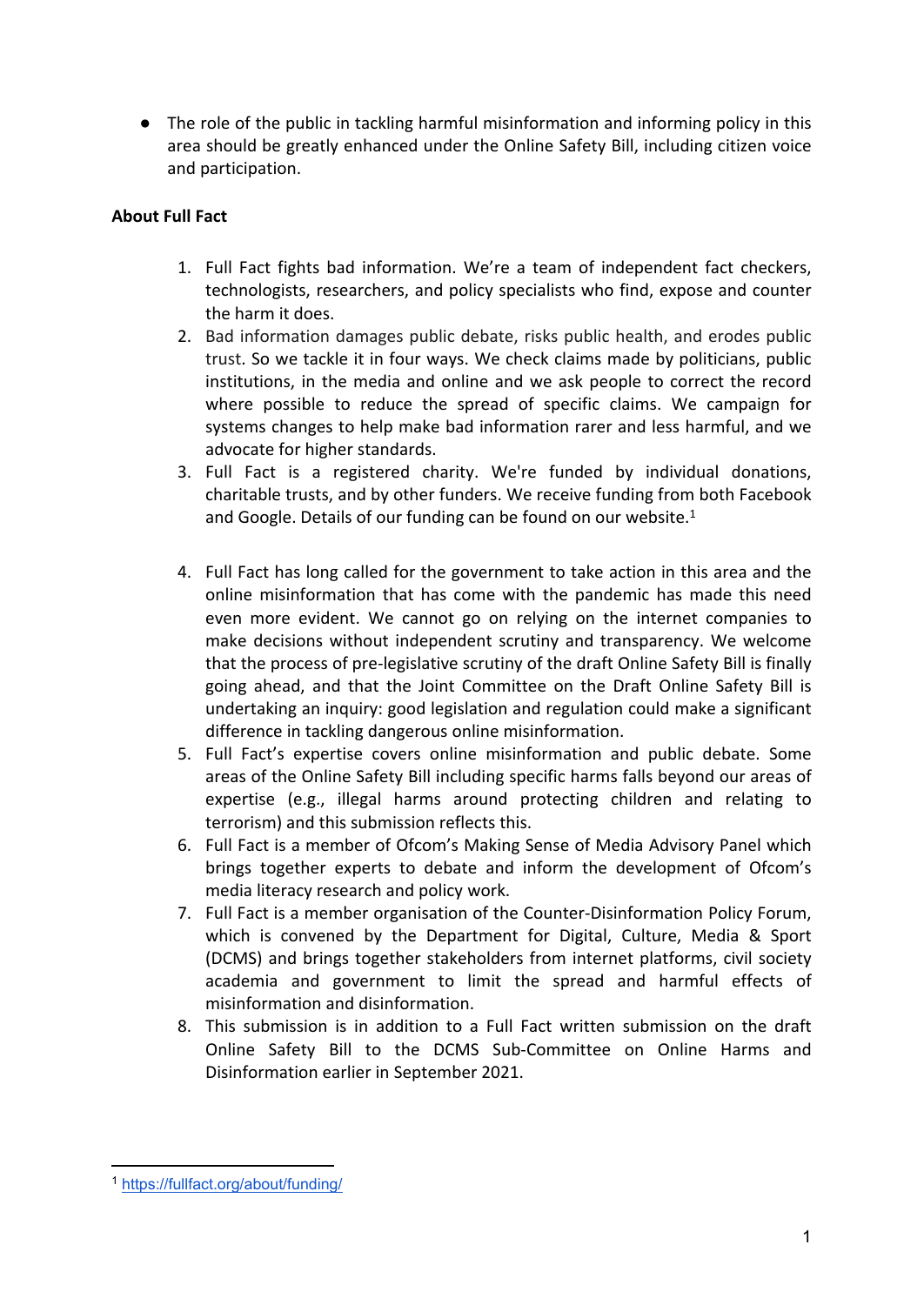- The role of the public in tackling harmful misinformation and informing policy in this area should be greatly enhanced under the Online Safety Bill, including citizen voice and participation.

**About Full Fact**

1. Full Fact fights bad information. We're a team of independent fact checkers, technologists, researchers, and policy specialists who find, expose and counter the harm it does.
2. Bad information damages public debate, risks public health, and erodes public trust. So we tackle it in four ways. We check claims made by politicians, public institutions, in the media and online and we ask people to correct the record where possible to reduce the spread of specific claims. We campaign for systems changes to help make bad information rarer and less harmful, and we advocate for higher standards.
3. Full Fact is a registered charity. We're funded by individual donations, charitable trusts, and by other funders. We receive funding from both Facebook and Google. Details of our funding can be found on our website.[1]
4. Full Fact has long called for the government to take action in this area and the online misinformation that has come with the pandemic has made this need even more evident. We cannot go on relying on the internet companies to make decisions without independent scrutiny and transparency. We welcome that the process of pre-legislative scrutiny of the draft Online Safety Bill is finally going ahead, and that the Joint Committee on the Draft Online Safety Bill is undertaking an inquiry: good legislation and regulation could make a significant difference in tackling dangerous online misinformation.
5. Full Fact's expertise covers online misinformation and public debate. Some areas of the Online Safety Bill including specific harms falls beyond our areas of expertise (e.g., illegal harms around protecting children and relating to terrorism) and this submission reflects this.
6. Full Fact is a member of Ofcom's Making Sense of Media Advisory Panel which brings together experts to debate and inform the development of Ofcom's media literacy research and policy work.
7. Full Fact is a member organisation of the Counter-Disinformation Policy Forum, which is convened by the Department for Digital, Culture, Media & Sport (DCMS) and brings together stakeholders from internet platforms, civil society academia and government to limit the spread and harmful effects of misinformation and disinformation.
8. This submission is in addition to a Full Fact written submission on the draft Online Safety Bill to the DCMS Sub-Committee on Online Harms and Disinformation earlier in September 2021.

---

[1] https://fullfact.org/about/funding/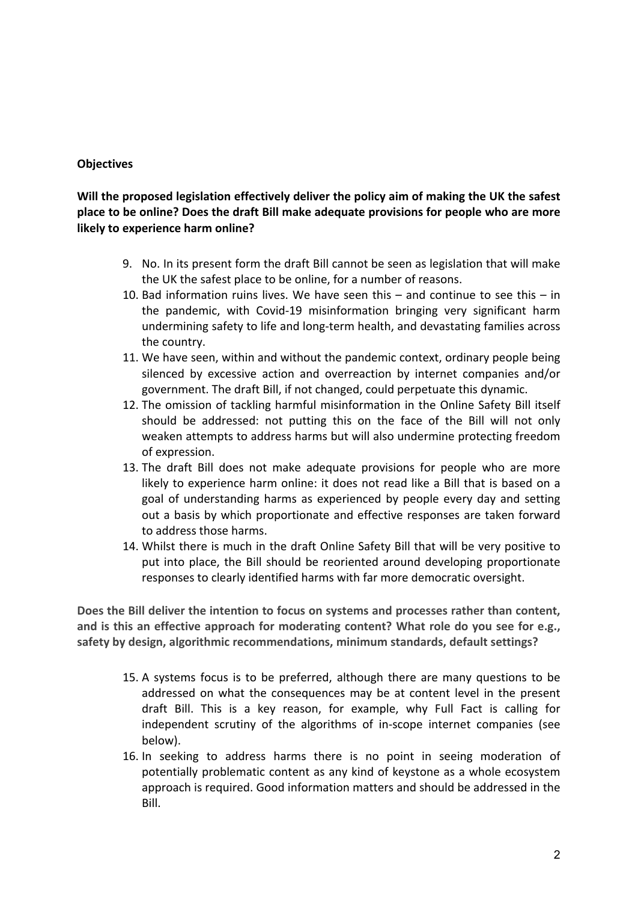**Objectives**

**Will the proposed legislation effectively deliver the policy aim of making the UK the safest place to be online? Does the draft Bill make adequate provisions for people who are more likely to experience harm online?**

9. No. In its present form the draft Bill cannot be seen as legislation that will make the UK the safest place to be online, for a number of reasons.
10. Bad information ruins lives. We have seen this – and continue to see this – in the pandemic, with Covid-19 misinformation bringing very significant harm undermining safety to life and long-term health, and devastating families across the country.
11. We have seen, within and without the pandemic context, ordinary people being silenced by excessive action and overreaction by internet companies and/or government. The draft Bill, if not changed, could perpetuate this dynamic.
12. The omission of tackling harmful misinformation in the Online Safety Bill itself should be addressed: not putting this on the face of the Bill will not only weaken attempts to address harms but will also undermine protecting freedom of expression.
13. The draft Bill does not make adequate provisions for people who are more likely to experience harm online: it does not read like a Bill that is based on a goal of understanding harms as experienced by people every day and setting out a basis by which proportionate and effective responses are taken forward to address those harms.
14. Whilst there is much in the draft Online Safety Bill that will be very positive to put into place, the Bill should be reoriented around developing proportionate responses to clearly identified harms with far more democratic oversight.

**Does the Bill deliver the intention to focus on systems and processes rather than content, and is this an effective approach for moderating content? What role do you see for e.g., safety by design, algorithmic recommendations, minimum standards, default settings?**

15. A systems focus is to be preferred, although there are many questions to be addressed on what the consequences may be at content level in the present draft Bill. This is a key reason, for example, why Full Fact is calling for independent scrutiny of the algorithms of in-scope internet companies (see below).
16. In seeking to address harms there is no point in seeing moderation of potentially problematic content as any kind of keystone as a whole ecosystem approach is required. Good information matters and should be addressed in the Bill.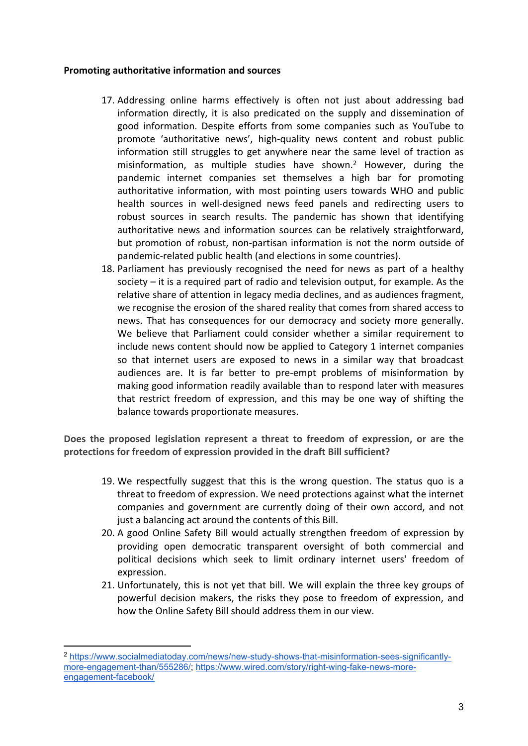**Promoting authoritative information and sources**

17. Addressing online harms effectively is often not just about addressing bad information directly, it is also predicated on the supply and dissemination of good information. Despite efforts from some companies such as YouTube to promote 'authoritative news', high-quality news content and robust public information still struggles to get anywhere near the same level of traction as misinformation, as multiple studies have shown.[2] However, during the pandemic internet companies set themselves a high bar for promoting authoritative information, with most pointing users towards WHO and public health sources in well-designed news feed panels and redirecting users to robust sources in search results. The pandemic has shown that identifying authoritative news and information sources can be relatively straightforward, but promotion of robust, non-partisan information is not the norm outside of pandemic-related public health (and elections in some countries).
18. Parliament has previously recognised the need for news as part of a healthy society – it is a required part of radio and television output, for example. As the relative share of attention in legacy media declines, and as audiences fragment, we recognise the erosion of the shared reality that comes from shared access to news. That has consequences for our democracy and society more generally. We believe that Parliament could consider whether a similar requirement to include news content should now be applied to Category 1 internet companies so that internet users are exposed to news in a similar way that broadcast audiences are. It is far better to pre-empt problems of misinformation by making good information readily available than to respond later with measures that restrict freedom of expression, and this may be one way of shifting the balance towards proportionate measures.

**Does the proposed legislation represent a threat to freedom of expression, or are the protections for freedom of expression provided in the draft Bill sufficient?**

19. We respectfully suggest that this is the wrong question. The status quo is a threat to freedom of expression. We need protections against what the internet companies and government are currently doing of their own accord, and not just a balancing act around the contents of this Bill.
20. A good Online Safety Bill would actually strengthen freedom of expression by providing open democratic transparent oversight of both commercial and political decisions which seek to limit ordinary internet users' freedom of expression.
21. Unfortunately, this is not yet that bill. We will explain the three key groups of powerful decision makers, the risks they pose to freedom of expression, and how the Online Safety Bill should address them in our view.

---

[2] https://www.socialmediatoday.com/news/new-study-shows-that-misinformation-sees-significantly-more-engagement-than/555286/; https://www.wired.com/story/right-wing-fake-news-more-engagement-facebook/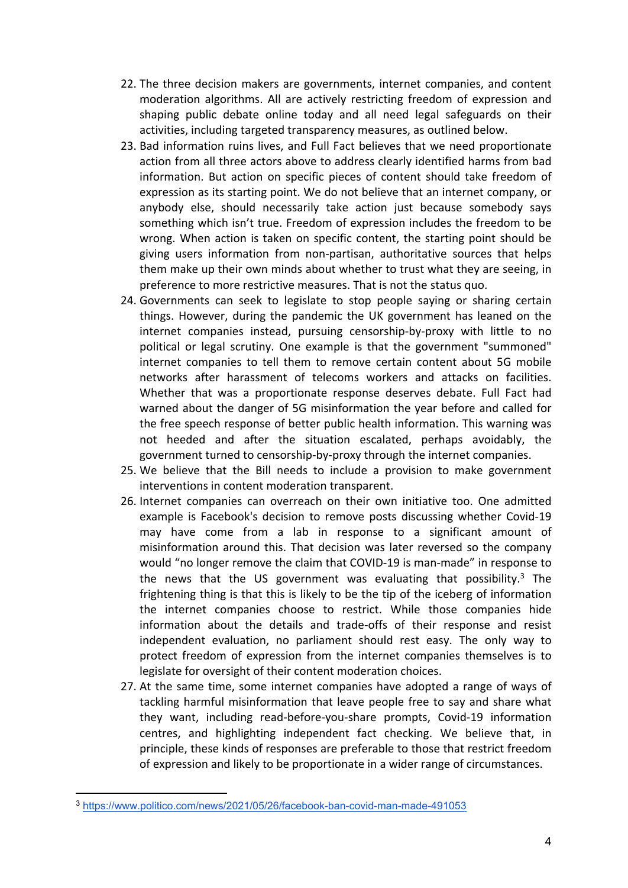22. The three decision makers are governments, internet companies, and content moderation algorithms. All are actively restricting freedom of expression and shaping public debate online today and all need legal safeguards on their activities, including targeted transparency measures, as outlined below.
23. Bad information ruins lives, and Full Fact believes that we need proportionate action from all three actors above to address clearly identified harms from bad information. But action on specific pieces of content should take freedom of expression as its starting point. We do not believe that an internet company, or anybody else, should necessarily take action just because somebody says something which isn't true. Freedom of expression includes the freedom to be wrong. When action is taken on specific content, the starting point should be giving users information from non-partisan, authoritative sources that helps them make up their own minds about whether to trust what they are seeing, in preference to more restrictive measures. That is not the status quo.
24. Governments can seek to legislate to stop people saying or sharing certain things. However, during the pandemic the UK government has leaned on the internet companies instead, pursuing censorship-by-proxy with little to no political or legal scrutiny. One example is that the government "summoned" internet companies to tell them to remove certain content about 5G mobile networks after harassment of telecoms workers and attacks on facilities. Whether that was a proportionate response deserves debate. Full Fact had warned about the danger of 5G misinformation the year before and called for the free speech response of better public health information. This warning was not heeded and after the situation escalated, perhaps avoidably, the government turned to censorship-by-proxy through the internet companies.
25. We believe that the Bill needs to include a provision to make government interventions in content moderation transparent.
26. Internet companies can overreach on their own initiative too. One admitted example is Facebook's decision to remove posts discussing whether Covid-19 may have come from a lab in response to a significant amount of misinformation around this. That decision was later reversed so the company would "no longer remove the claim that COVID-19 is man-made" in response to the news that the US government was evaluating that possibility.[3] The frightening thing is that this is likely to be the tip of the iceberg of information the internet companies choose to restrict. While those companies hide information about the details and trade-offs of their response and resist independent evaluation, no parliament should rest easy. The only way to protect freedom of expression from the internet companies themselves is to legislate for oversight of their content moderation choices.
27. At the same time, some internet companies have adopted a range of ways of tackling harmful misinformation that leave people free to say and share what they want, including read-before-you-share prompts, Covid-19 information centres, and highlighting independent fact checking. We believe that, in principle, these kinds of responses are preferable to those that restrict freedom of expression and likely to be proportionate in a wider range of circumstances.

---

[3] https://www.politico.com/news/2021/05/26/facebook-ban-covid-man-made-491053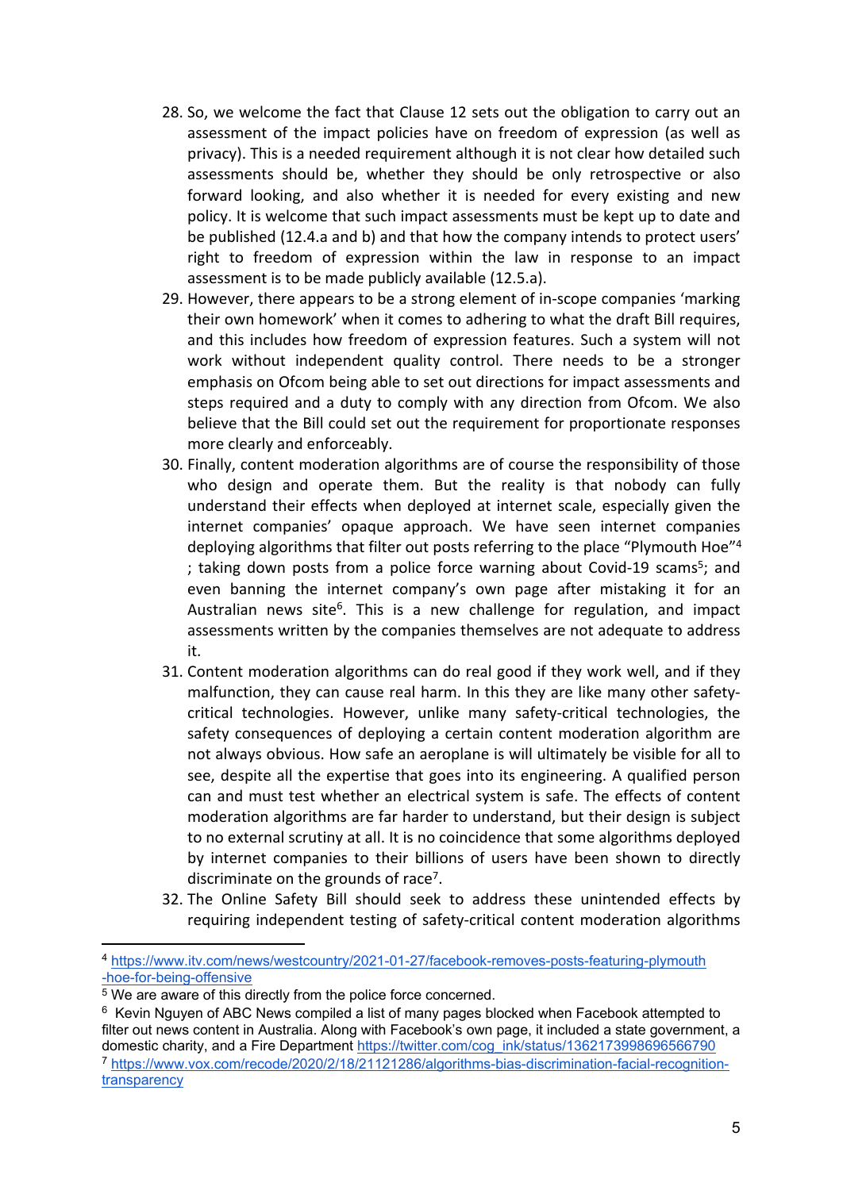28. So, we welcome the fact that Clause 12 sets out the obligation to carry out an assessment of the impact policies have on freedom of expression (as well as privacy). This is a needed requirement although it is not clear how detailed such assessments should be, whether they should be only retrospective or also forward looking, and also whether it is needed for every existing and new policy. It is welcome that such impact assessments must be kept up to date and be published (12.4.a and b) and that how the company intends to protect users' right to freedom of expression within the law in response to an impact assessment is to be made publicly available (12.5.a).
29. However, there appears to be a strong element of in-scope companies 'marking their own homework' when it comes to adhering to what the draft Bill requires, and this includes how freedom of expression features. Such a system will not work without independent quality control. There needs to be a stronger emphasis on Ofcom being able to set out directions for impact assessments and steps required and a duty to comply with any direction from Ofcom. We also believe that the Bill could set out the requirement for proportionate responses more clearly and enforceably.
30. Finally, content moderation algorithms are of course the responsibility of those who design and operate them. But the reality is that nobody can fully understand their effects when deployed at internet scale, especially given the internet companies' opaque approach. We have seen internet companies deploying algorithms that filter out posts referring to the place "Plymouth Hoe"[4] ; taking down posts from a police force warning about Covid-19 scams[5]; and even banning the internet company's own page after mistaking it for an Australian news site[6]. This is a new challenge for regulation, and impact assessments written by the companies themselves are not adequate to address it.
31. Content moderation algorithms can do real good if they work well, and if they malfunction, they can cause real harm. In this they are like many other safety-critical technologies. However, unlike many safety-critical technologies, the safety consequences of deploying a certain content moderation algorithm are not always obvious. How safe an aeroplane is will ultimately be visible for all to see, despite all the expertise that goes into its engineering. A qualified person can and must test whether an electrical system is safe. The effects of content moderation algorithms are far harder to understand, but their design is subject to no external scrutiny at all. It is no coincidence that some algorithms deployed by internet companies to their billions of users have been shown to directly discriminate on the grounds of race[7].
32. The Online Safety Bill should seek to address these unintended effects by requiring independent testing of safety-critical content moderation algorithms

---

[4] https://www.itv.com/news/westcountry/2021-01-27/facebook-removes-posts-featuring-plymouth-hoe-for-being-offensive

[5] We are aware of this directly from the police force concerned.

[6] Kevin Nguyen of ABC News compiled a list of many pages blocked when Facebook attempted to filter out news content in Australia. Along with Facebook's own page, it included a state government, a domestic charity, and a Fire Department https://twitter.com/cog_ink/status/1362173998696566790

[7] https://www.vox.com/recode/2020/2/18/21121286/algorithms-bias-discrimination-facial-recognition-transparency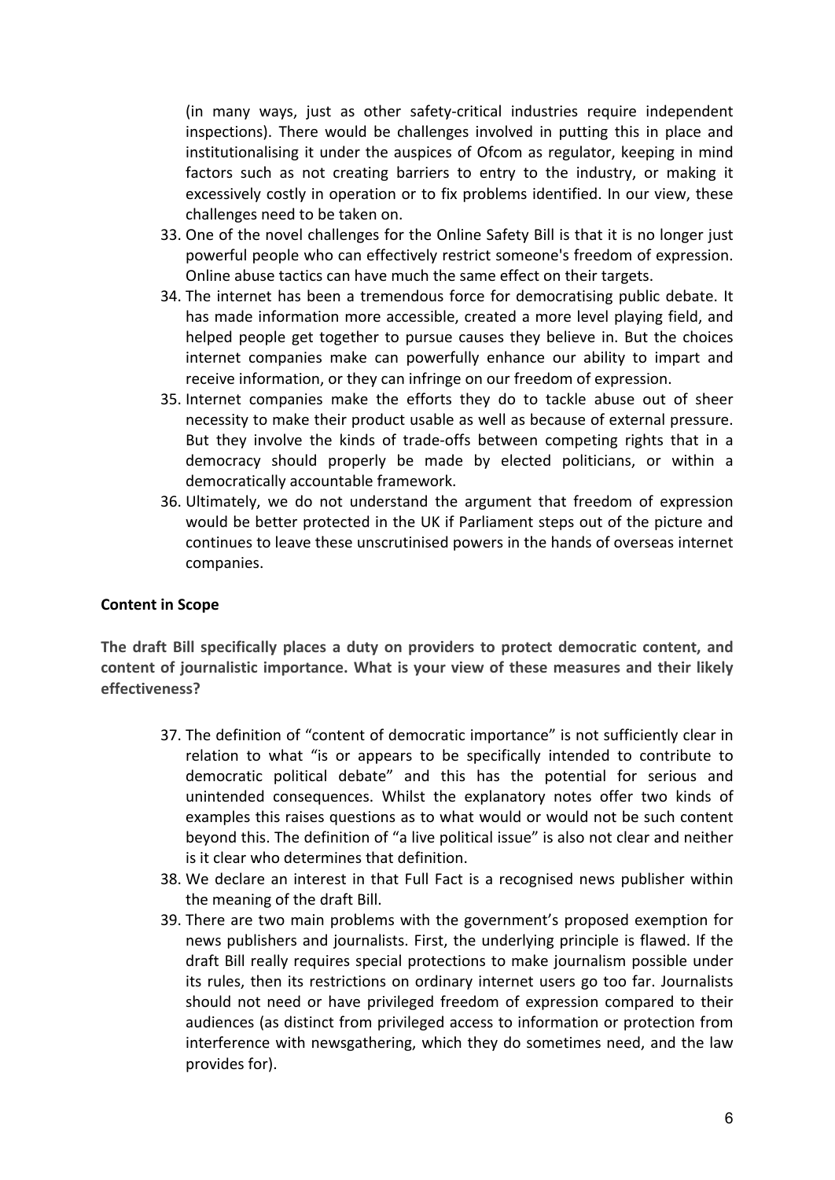(in many ways, just as other safety-critical industries require independent inspections). There would be challenges involved in putting this in place and institutionalising it under the auspices of Ofcom as regulator, keeping in mind factors such as not creating barriers to entry to the industry, or making it excessively costly in operation or to fix problems identified. In our view, these challenges need to be taken on.

33. One of the novel challenges for the Online Safety Bill is that it is no longer just powerful people who can effectively restrict someone's freedom of expression. Online abuse tactics can have much the same effect on their targets.
34. The internet has been a tremendous force for democratising public debate. It has made information more accessible, created a more level playing field, and helped people get together to pursue causes they believe in. But the choices internet companies make can powerfully enhance our ability to impart and receive information, or they can infringe on our freedom of expression.
35. Internet companies make the efforts they do to tackle abuse out of sheer necessity to make their product usable as well as because of external pressure. But they involve the kinds of trade-offs between competing rights that in a democracy should properly be made by elected politicians, or within a democratically accountable framework.
36. Ultimately, we do not understand the argument that freedom of expression would be better protected in the UK if Parliament steps out of the picture and continues to leave these unscrutinised powers in the hands of overseas internet companies.

**Content in Scope**

**The draft Bill specifically places a duty on providers to protect democratic content, and content of journalistic importance. What is your view of these measures and their likely effectiveness?**

37. The definition of "content of democratic importance" is not sufficiently clear in relation to what "is or appears to be specifically intended to contribute to democratic political debate" and this has the potential for serious and unintended consequences. Whilst the explanatory notes offer two kinds of examples this raises questions as to what would or would not be such content beyond this. The definition of "a live political issue" is also not clear and neither is it clear who determines that definition.
38. We declare an interest in that Full Fact is a recognised news publisher within the meaning of the draft Bill.
39. There are two main problems with the government's proposed exemption for news publishers and journalists. First, the underlying principle is flawed. If the draft Bill really requires special protections to make journalism possible under its rules, then its restrictions on ordinary internet users go too far. Journalists should not need or have privileged freedom of expression compared to their audiences (as distinct from privileged access to information or protection from interference with newsgathering, which they do sometimes need, and the law provides for).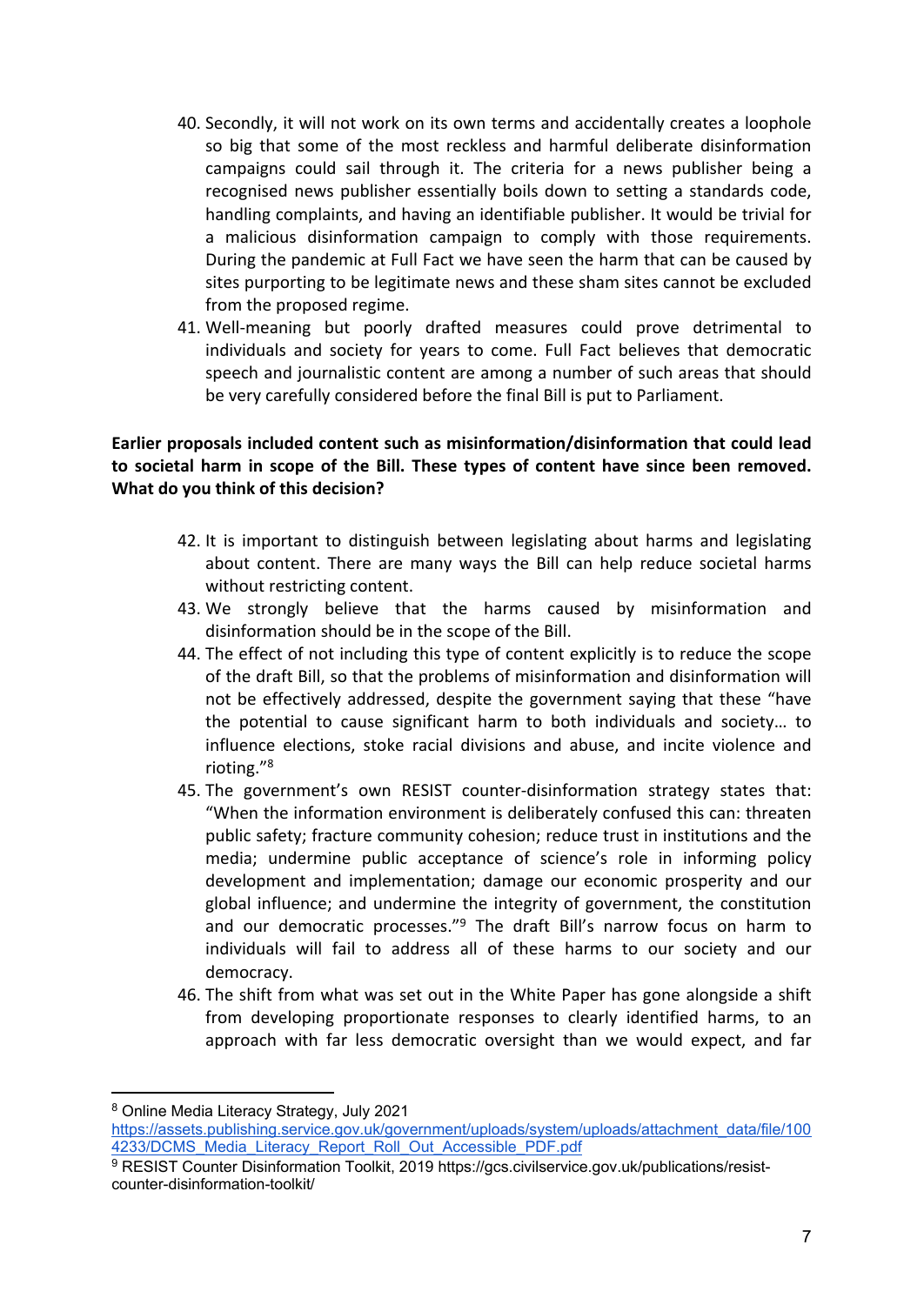40. Secondly, it will not work on its own terms and accidentally creates a loophole so big that some of the most reckless and harmful deliberate disinformation campaigns could sail through it. The criteria for a news publisher being a recognised news publisher essentially boils down to setting a standards code, handling complaints, and having an identifiable publisher. It would be trivial for a malicious disinformation campaign to comply with those requirements. During the pandemic at Full Fact we have seen the harm that can be caused by sites purporting to be legitimate news and these sham sites cannot be excluded from the proposed regime.
41. Well-meaning but poorly drafted measures could prove detrimental to individuals and society for years to come. Full Fact believes that democratic speech and journalistic content are among a number of such areas that should be very carefully considered before the final Bill is put to Parliament.

**Earlier proposals included content such as misinformation/disinformation that could lead to societal harm in scope of the Bill. These types of content have since been removed. What do you think of this decision?**

42. It is important to distinguish between legislating about harms and legislating about content. There are many ways the Bill can help reduce societal harms without restricting content.
43. We strongly believe that the harms caused by misinformation and disinformation should be in the scope of the Bill.
44. The effect of not including this type of content explicitly is to reduce the scope of the draft Bill, so that the problems of misinformation and disinformation will not be effectively addressed, despite the government saying that these "have the potential to cause significant harm to both individuals and society… to influence elections, stoke racial divisions and abuse, and incite violence and rioting."[8]
45. The government's own RESIST counter-disinformation strategy states that: "When the information environment is deliberately confused this can: threaten public safety; fracture community cohesion; reduce trust in institutions and the media; undermine public acceptance of science's role in informing policy development and implementation; damage our economic prosperity and our global influence; and undermine the integrity of government, the constitution and our democratic processes."[9] The draft Bill's narrow focus on harm to individuals will fail to address all of these harms to our society and our democracy.
46. The shift from what was set out in the White Paper has gone alongside a shift from developing proportionate responses to clearly identified harms, to an approach with far less democratic oversight than we would expect, and far

[8] Online Media Literacy Strategy, July 2021 https://assets.publishing.service.gov.uk/government/uploads/system/uploads/attachment_data/file/1004233/DCMS_Media_Literacy_Report_Roll_Out_Accessible_PDF.pdf

[9] RESIST Counter Disinformation Toolkit, 2019 https://gcs.civilservice.gov.uk/publications/resist-counter-disinformation-toolkit/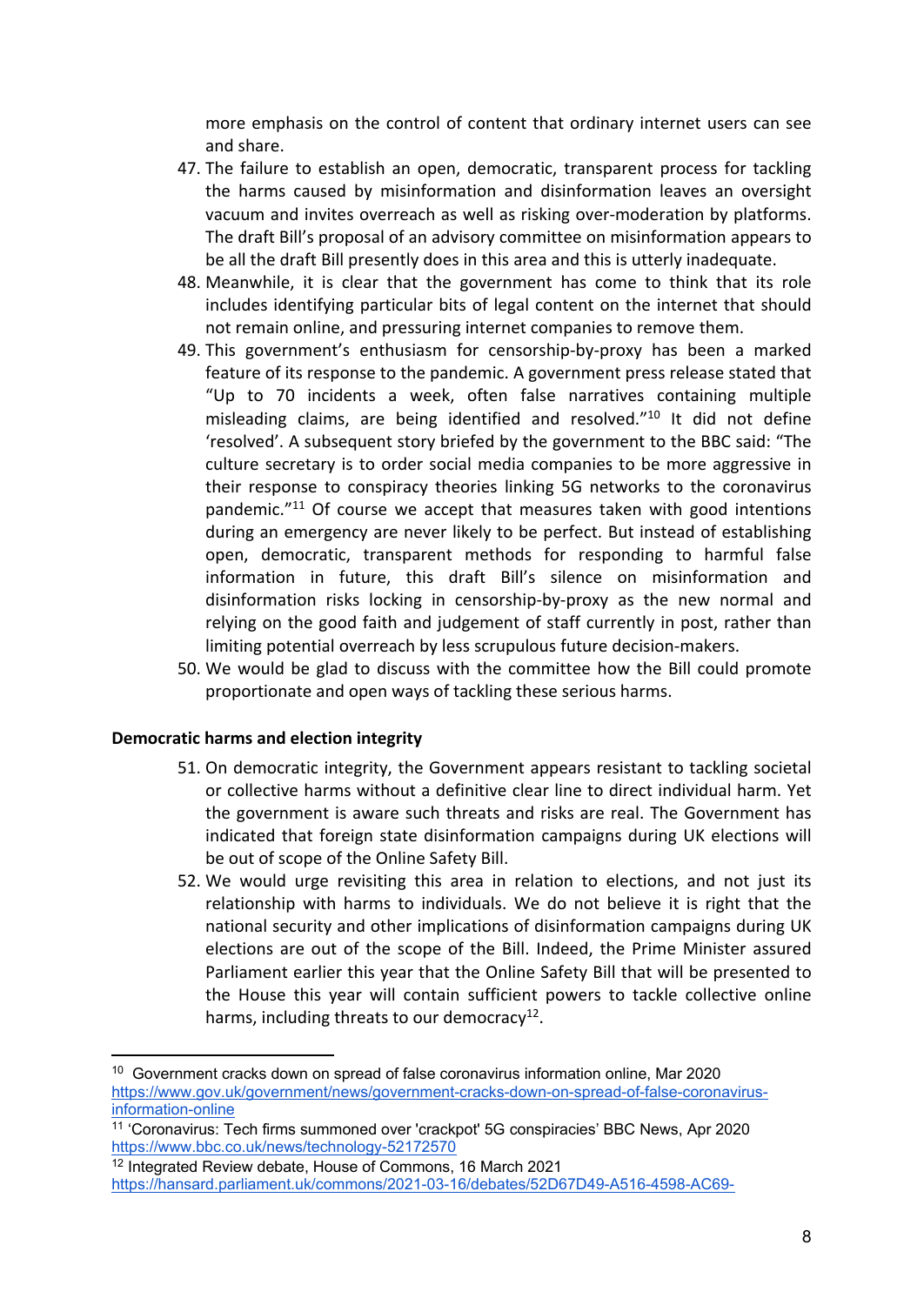more emphasis on the control of content that ordinary internet users can see and share.

47. The failure to establish an open, democratic, transparent process for tackling the harms caused by misinformation and disinformation leaves an oversight vacuum and invites overreach as well as risking over-moderation by platforms. The draft Bill's proposal of an advisory committee on misinformation appears to be all the draft Bill presently does in this area and this is utterly inadequate.
48. Meanwhile, it is clear that the government has come to think that its role includes identifying particular bits of legal content on the internet that should not remain online, and pressuring internet companies to remove them.
49. This government's enthusiasm for censorship-by-proxy has been a marked feature of its response to the pandemic. A government press release stated that "Up to 70 incidents a week, often false narratives containing multiple misleading claims, are being identified and resolved."[10] It did not define 'resolved'. A subsequent story briefed by the government to the BBC said: "The culture secretary is to order social media companies to be more aggressive in their response to conspiracy theories linking 5G networks to the coronavirus pandemic."[11] Of course we accept that measures taken with good intentions during an emergency are never likely to be perfect. But instead of establishing open, democratic, transparent methods for responding to harmful false information in future, this draft Bill's silence on misinformation and disinformation risks locking in censorship-by-proxy as the new normal and relying on the good faith and judgement of staff currently in post, rather than limiting potential overreach by less scrupulous future decision-makers.
50. We would be glad to discuss with the committee how the Bill could promote proportionate and open ways of tackling these serious harms.

**Democratic harms and election integrity**

51. On democratic integrity, the Government appears resistant to tackling societal or collective harms without a definitive clear line to direct individual harm. Yet the government is aware such threats and risks are real. The Government has indicated that foreign state disinformation campaigns during UK elections will be out of scope of the Online Safety Bill.
52. We would urge revisiting this area in relation to elections, and not just its relationship with harms to individuals. We do not believe it is right that the national security and other implications of disinformation campaigns during UK elections are out of the scope of the Bill. Indeed, the Prime Minister assured Parliament earlier this year that the Online Safety Bill that will be presented to the House this year will contain sufficient powers to tackle collective online harms, including threats to our democracy[12].

---

[10] Government cracks down on spread of false coronavirus information online, Mar 2020 https://www.gov.uk/government/news/government-cracks-down-on-spread-of-false-coronavirus-information-online

[11] 'Coronavirus: Tech firms summoned over 'crackpot' 5G conspiracies' BBC News, Apr 2020 https://www.bbc.co.uk/news/technology-52172570

[12] Integrated Review debate, House of Commons, 16 March 2021 https://hansard.parliament.uk/commons/2021-03-16/debates/52D67D49-A516-4598-AC69-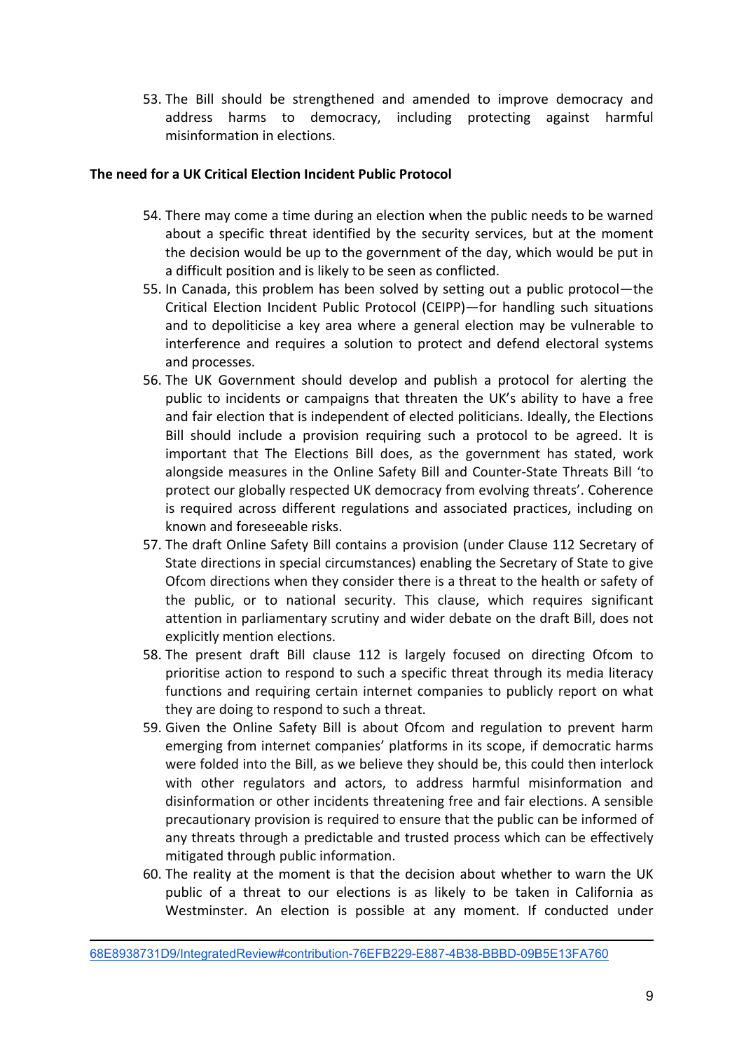53. The Bill should be strengthened and amended to improve democracy and address harms to democracy, including protecting against harmful misinformation in elections.

**The need for a UK Critical Election Incident Public Protocol**

54. There may come a time during an election when the public needs to be warned about a specific threat identified by the security services, but at the moment the decision would be up to the government of the day, which would be put in a difficult position and is likely to be seen as conflicted.
55. In Canada, this problem has been solved by setting out a public protocol—the Critical Election Incident Public Protocol (CEIPP)—for handling such situations and to depoliticise a key area where a general election may be vulnerable to interference and requires a solution to protect and defend electoral systems and processes.
56. The UK Government should develop and publish a protocol for alerting the public to incidents or campaigns that threaten the UK's ability to have a free and fair election that is independent of elected politicians. Ideally, the Elections Bill should include a provision requiring such a protocol to be agreed. It is important that The Elections Bill does, as the government has stated, work alongside measures in the Online Safety Bill and Counter-State Threats Bill 'to protect our globally respected UK democracy from evolving threats'. Coherence is required across different regulations and associated practices, including on known and foreseeable risks.
57. The draft Online Safety Bill contains a provision (under Clause 112 Secretary of State directions in special circumstances) enabling the Secretary of State to give Ofcom directions when they consider there is a threat to the health or safety of the public, or to national security. This clause, which requires significant attention in parliamentary scrutiny and wider debate on the draft Bill, does not explicitly mention elections.
58. The present draft Bill clause 112 is largely focused on directing Ofcom to prioritise action to respond to such a specific threat through its media literacy functions and requiring certain internet companies to publicly report on what they are doing to respond to such a threat.
59. Given the Online Safety Bill is about Ofcom and regulation to prevent harm emerging from internet companies' platforms in its scope, if democratic harms were folded into the Bill, as we believe they should be, this could then interlock with other regulators and actors, to address harmful misinformation and disinformation or other incidents threatening free and fair elections. A sensible precautionary provision is required to ensure that the public can be informed of any threats through a predictable and trusted process which can be effectively mitigated through public information.
60. The reality at the moment is that the decision about whether to warn the UK public of a threat to our elections is as likely to be taken in California as Westminster. An election is possible at any moment. If conducted under

68E8938731D9/IntegratedReview#contribution-76EFB229-E887-4B38-BBBD-09B5E13FA760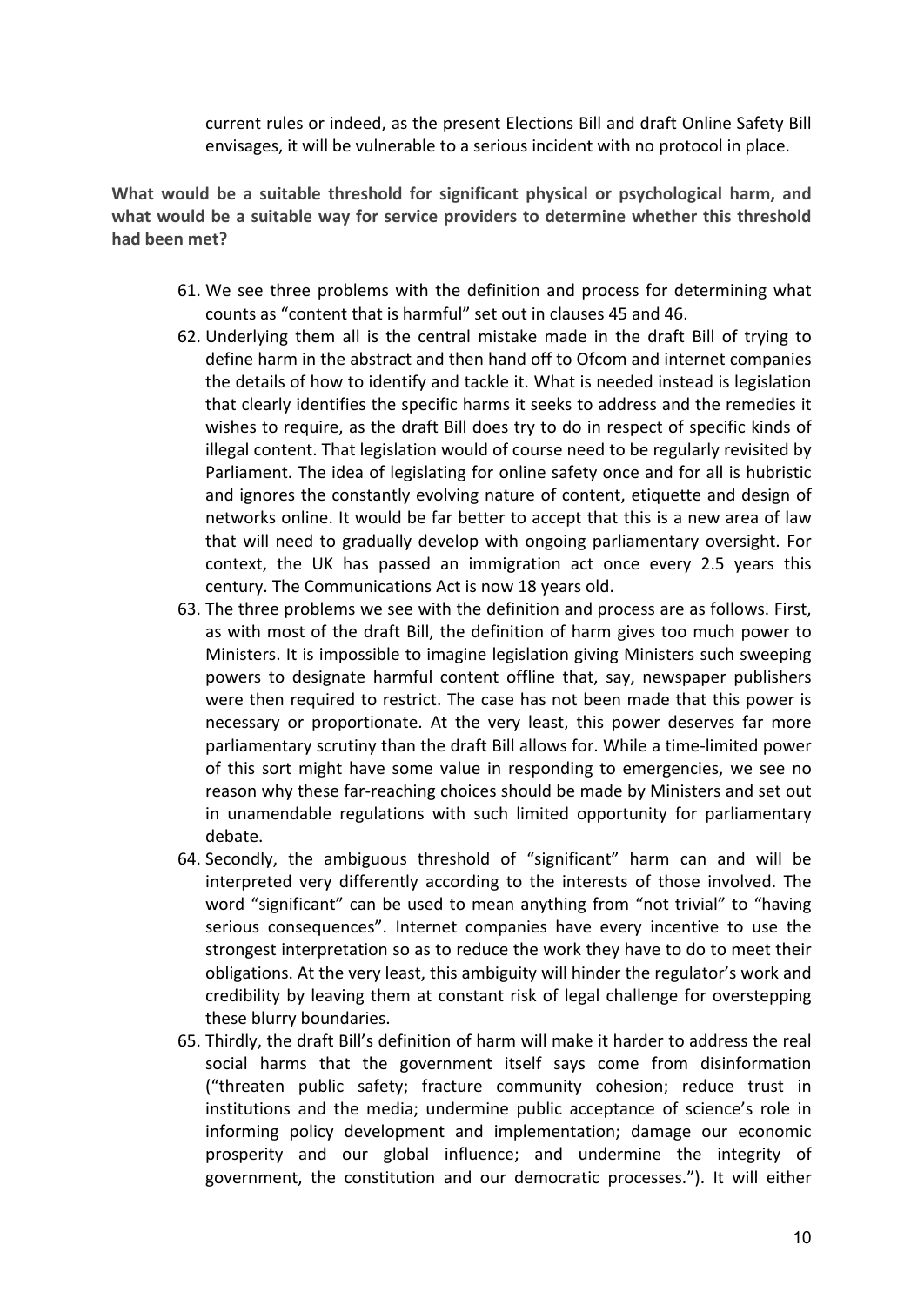current rules or indeed, as the present Elections Bill and draft Online Safety Bill envisages, it will be vulnerable to a serious incident with no protocol in place.

**What would be a suitable threshold for significant physical or psychological harm, and what would be a suitable way for service providers to determine whether this threshold had been met?**

61. We see three problems with the definition and process for determining what counts as "content that is harmful" set out in clauses 45 and 46.
62. Underlying them all is the central mistake made in the draft Bill of trying to define harm in the abstract and then hand off to Ofcom and internet companies the details of how to identify and tackle it. What is needed instead is legislation that clearly identifies the specific harms it seeks to address and the remedies it wishes to require, as the draft Bill does try to do in respect of specific kinds of illegal content. That legislation would of course need to be regularly revisited by Parliament. The idea of legislating for online safety once and for all is hubristic and ignores the constantly evolving nature of content, etiquette and design of networks online. It would be far better to accept that this is a new area of law that will need to gradually develop with ongoing parliamentary oversight. For context, the UK has passed an immigration act once every 2.5 years this century. The Communications Act is now 18 years old.
63. The three problems we see with the definition and process are as follows. First, as with most of the draft Bill, the definition of harm gives too much power to Ministers. It is impossible to imagine legislation giving Ministers such sweeping powers to designate harmful content offline that, say, newspaper publishers were then required to restrict. The case has not been made that this power is necessary or proportionate. At the very least, this power deserves far more parliamentary scrutiny than the draft Bill allows for. While a time-limited power of this sort might have some value in responding to emergencies, we see no reason why these far-reaching choices should be made by Ministers and set out in unamendable regulations with such limited opportunity for parliamentary debate.
64. Secondly, the ambiguous threshold of "significant" harm can and will be interpreted very differently according to the interests of those involved. The word "significant" can be used to mean anything from "not trivial" to "having serious consequences". Internet companies have every incentive to use the strongest interpretation so as to reduce the work they have to do to meet their obligations. At the very least, this ambiguity will hinder the regulator's work and credibility by leaving them at constant risk of legal challenge for overstepping these blurry boundaries.
65. Thirdly, the draft Bill's definition of harm will make it harder to address the real social harms that the government itself says come from disinformation ("threaten public safety; fracture community cohesion; reduce trust in institutions and the media; undermine public acceptance of science's role in informing policy development and implementation; damage our economic prosperity and our global influence; and undermine the integrity of government, the constitution and our democratic processes."). It will either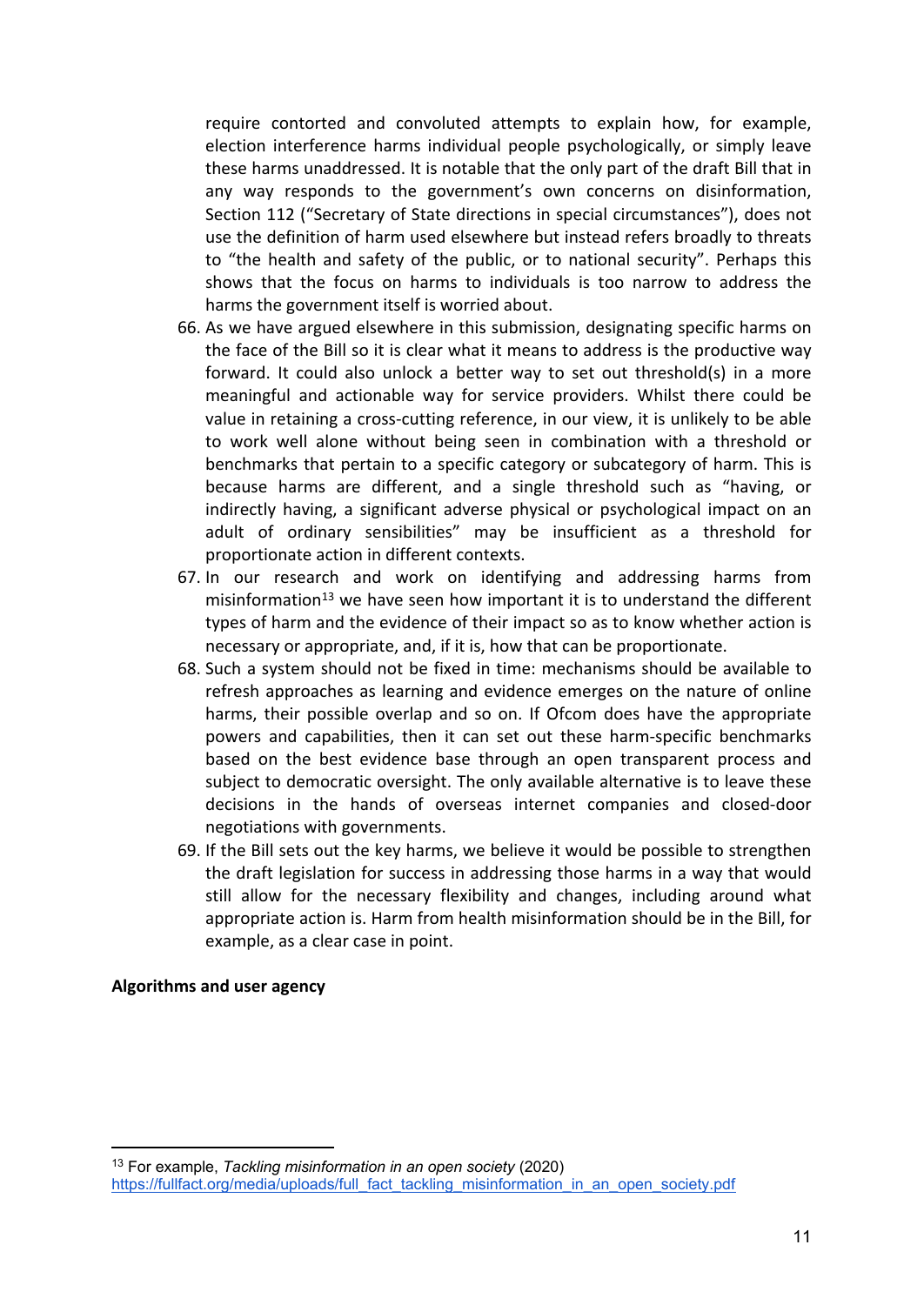require contorted and convoluted attempts to explain how, for example, election interference harms individual people psychologically, or simply leave these harms unaddressed. It is notable that the only part of the draft Bill that in any way responds to the government's own concerns on disinformation, Section 112 ("Secretary of State directions in special circumstances"), does not use the definition of harm used elsewhere but instead refers broadly to threats to "the health and safety of the public, or to national security". Perhaps this shows that the focus on harms to individuals is too narrow to address the harms the government itself is worried about.

66. As we have argued elsewhere in this submission, designating specific harms on the face of the Bill so it is clear what it means to address is the productive way forward. It could also unlock a better way to set out threshold(s) in a more meaningful and actionable way for service providers. Whilst there could be value in retaining a cross-cutting reference, in our view, it is unlikely to be able to work well alone without being seen in combination with a threshold or benchmarks that pertain to a specific category or subcategory of harm. This is because harms are different, and a single threshold such as "having, or indirectly having, a significant adverse physical or psychological impact on an adult of ordinary sensibilities" may be insufficient as a threshold for proportionate action in different contexts.
67. In our research and work on identifying and addressing harms from misinformation[13] we have seen how important it is to understand the different types of harm and the evidence of their impact so as to know whether action is necessary or appropriate, and, if it is, how that can be proportionate.
68. Such a system should not be fixed in time: mechanisms should be available to refresh approaches as learning and evidence emerges on the nature of online harms, their possible overlap and so on. If Ofcom does have the appropriate powers and capabilities, then it can set out these harm-specific benchmarks based on the best evidence base through an open transparent process and subject to democratic oversight. The only available alternative is to leave these decisions in the hands of overseas internet companies and closed-door negotiations with governments.
69. If the Bill sets out the key harms, we believe it would be possible to strengthen the draft legislation for success in addressing those harms in a way that would still allow for the necessary flexibility and changes, including around what appropriate action is. Harm from health misinformation should be in the Bill, for example, as a clear case in point.

**Algorithms and user agency**

---

[13] For example, *Tackling misinformation in an open society* (2020) https://fullfact.org/media/uploads/full_fact_tackling_misinformation_in_an_open_society.pdf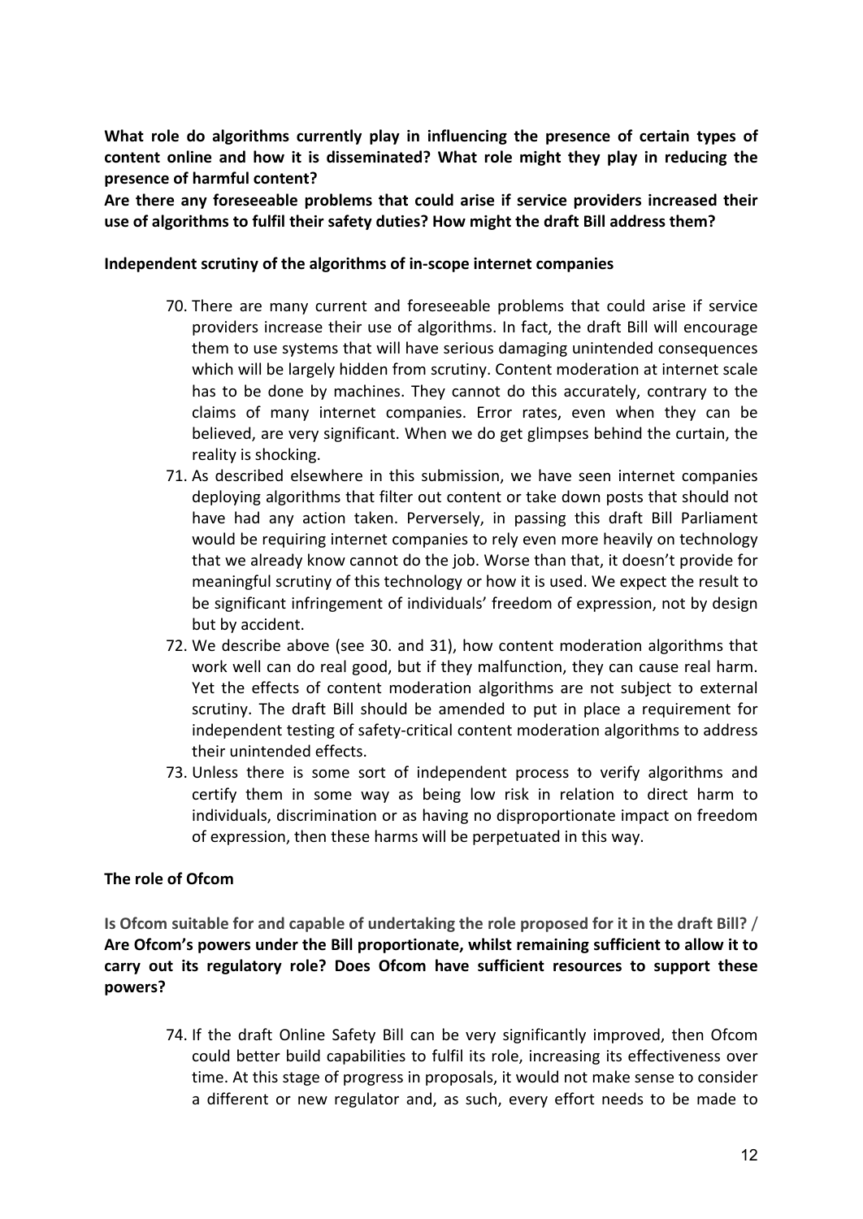**What role do algorithms currently play in influencing the presence of certain types of content online and how it is disseminated? What role might they play in reducing the presence of harmful content?**

**Are there any foreseeable problems that could arise if service providers increased their use of algorithms to fulfil their safety duties? How might the draft Bill address them?**

**Independent scrutiny of the algorithms of in-scope internet companies**

70. There are many current and foreseeable problems that could arise if service providers increase their use of algorithms. In fact, the draft Bill will encourage them to use systems that will have serious damaging unintended consequences which will be largely hidden from scrutiny. Content moderation at internet scale has to be done by machines. They cannot do this accurately, contrary to the claims of many internet companies. Error rates, even when they can be believed, are very significant. When we do get glimpses behind the curtain, the reality is shocking.
71. As described elsewhere in this submission, we have seen internet companies deploying algorithms that filter out content or take down posts that should not have had any action taken. Perversely, in passing this draft Bill Parliament would be requiring internet companies to rely even more heavily on technology that we already know cannot do the job. Worse than that, it doesn't provide for meaningful scrutiny of this technology or how it is used. We expect the result to be significant infringement of individuals' freedom of expression, not by design but by accident.
72. We describe above (see 30. and 31), how content moderation algorithms that work well can do real good, but if they malfunction, they can cause real harm. Yet the effects of content moderation algorithms are not subject to external scrutiny. The draft Bill should be amended to put in place a requirement for independent testing of safety-critical content moderation algorithms to address their unintended effects.
73. Unless there is some sort of independent process to verify algorithms and certify them in some way as being low risk in relation to direct harm to individuals, discrimination or as having no disproportionate impact on freedom of expression, then these harms will be perpetuated in this way.

**The role of Ofcom**

**Is Ofcom suitable for and capable of undertaking the role proposed for it in the draft Bill? / Are Ofcom's powers under the Bill proportionate, whilst remaining sufficient to allow it to carry out its regulatory role? Does Ofcom have sufficient resources to support these powers?**

74. If the draft Online Safety Bill can be very significantly improved, then Ofcom could better build capabilities to fulfil its role, increasing its effectiveness over time. At this stage of progress in proposals, it would not make sense to consider a different or new regulator and, as such, every effort needs to be made to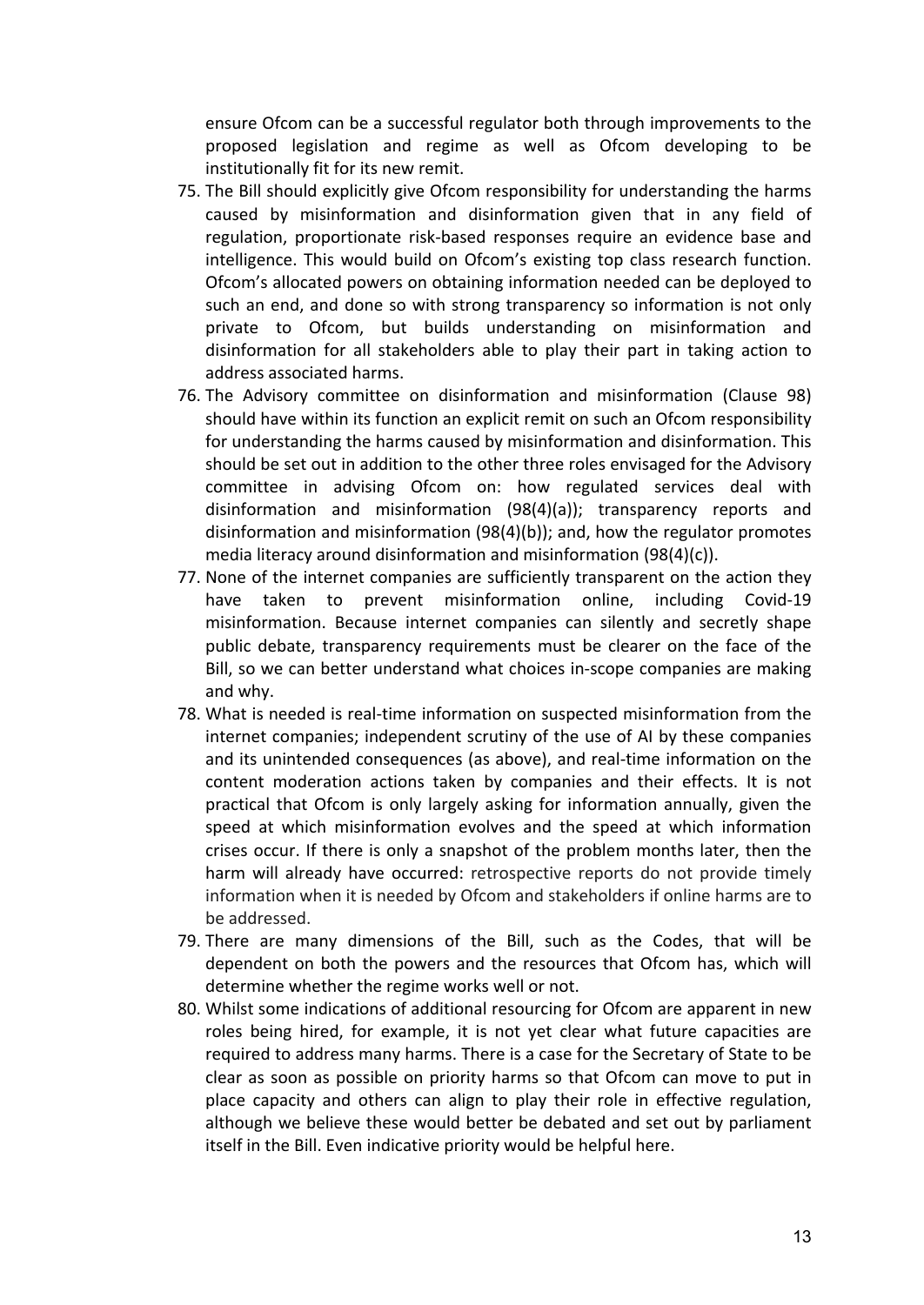ensure Ofcom can be a successful regulator both through improvements to the proposed legislation and regime as well as Ofcom developing to be institutionally fit for its new remit.

75. The Bill should explicitly give Ofcom responsibility for understanding the harms caused by misinformation and disinformation given that in any field of regulation, proportionate risk-based responses require an evidence base and intelligence. This would build on Ofcom's existing top class research function. Ofcom's allocated powers on obtaining information needed can be deployed to such an end, and done so with strong transparency so information is not only private to Ofcom, but builds understanding on misinformation and disinformation for all stakeholders able to play their part in taking action to address associated harms.
76. The Advisory committee on disinformation and misinformation (Clause 98) should have within its function an explicit remit on such an Ofcom responsibility for understanding the harms caused by misinformation and disinformation. This should be set out in addition to the other three roles envisaged for the Advisory committee in advising Ofcom on: how regulated services deal with disinformation and misinformation (98(4)(a)); transparency reports and disinformation and misinformation (98(4)(b)); and, how the regulator promotes media literacy around disinformation and misinformation (98(4)(c)).
77. None of the internet companies are sufficiently transparent on the action they have taken to prevent misinformation online, including Covid-19 misinformation. Because internet companies can silently and secretly shape public debate, transparency requirements must be clearer on the face of the Bill, so we can better understand what choices in-scope companies are making and why.
78. What is needed is real-time information on suspected misinformation from the internet companies; independent scrutiny of the use of AI by these companies and its unintended consequences (as above), and real-time information on the content moderation actions taken by companies and their effects. It is not practical that Ofcom is only largely asking for information annually, given the speed at which misinformation evolves and the speed at which information crises occur. If there is only a snapshot of the problem months later, then the harm will already have occurred: retrospective reports do not provide timely information when it is needed by Ofcom and stakeholders if online harms are to be addressed.
79. There are many dimensions of the Bill, such as the Codes, that will be dependent on both the powers and the resources that Ofcom has, which will determine whether the regime works well or not.
80. Whilst some indications of additional resourcing for Ofcom are apparent in new roles being hired, for example, it is not yet clear what future capacities are required to address many harms. There is a case for the Secretary of State to be clear as soon as possible on priority harms so that Ofcom can move to put in place capacity and others can align to play their role in effective regulation, although we believe these would better be debated and set out by parliament itself in the Bill. Even indicative priority would be helpful here.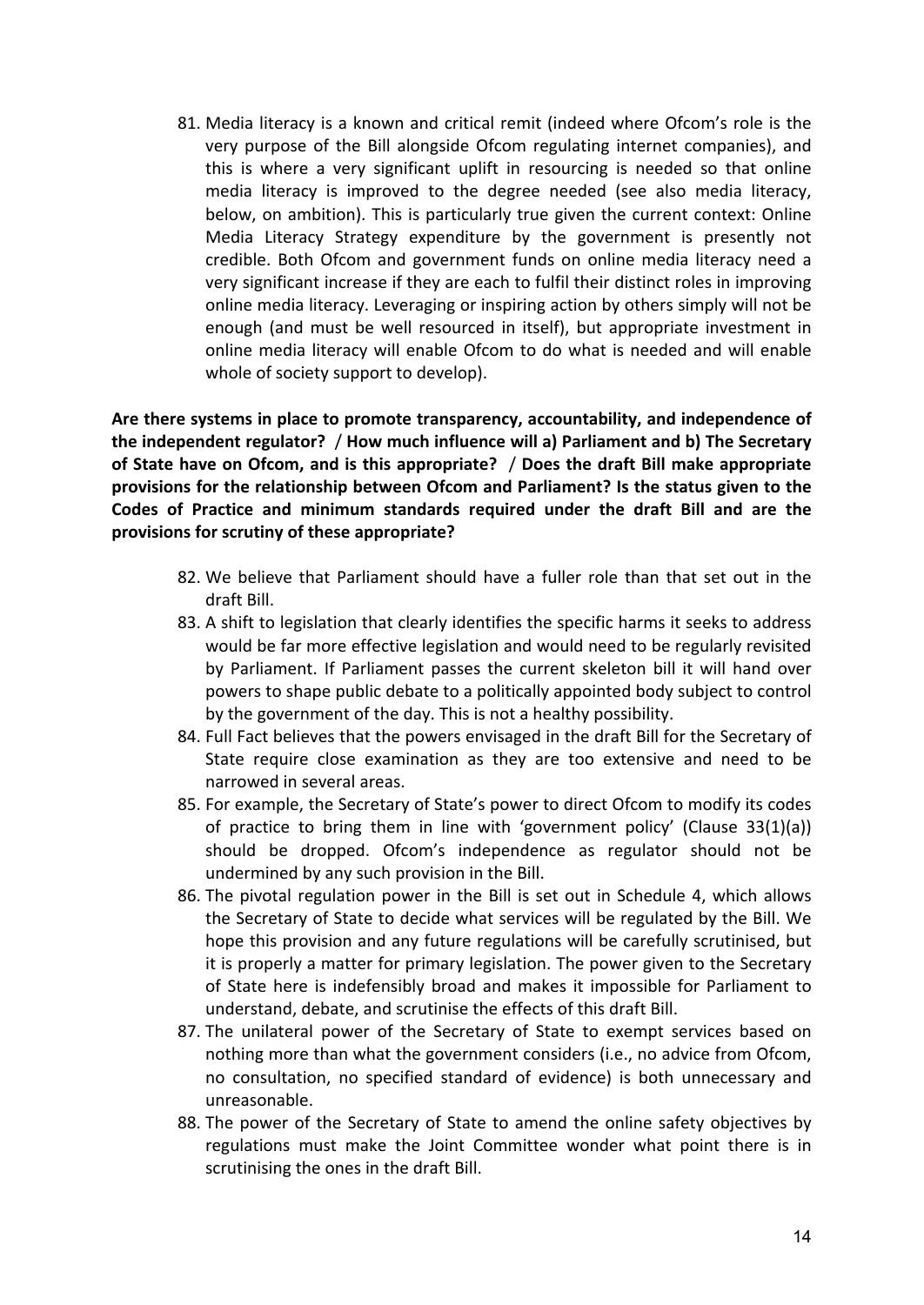81. Media literacy is a known and critical remit (indeed where Ofcom's role is the very purpose of the Bill alongside Ofcom regulating internet companies), and this is where a very significant uplift in resourcing is needed so that online media literacy is improved to the degree needed (see also media literacy, below, on ambition). This is particularly true given the current context: Online Media Literacy Strategy expenditure by the government is presently not credible. Both Ofcom and government funds on online media literacy need a very significant increase if they are each to fulfil their distinct roles in improving online media literacy. Leveraging or inspiring action by others simply will not be enough (and must be well resourced in itself), but appropriate investment in online media literacy will enable Ofcom to do what is needed and will enable whole of society support to develop).

**Are there systems in place to promote transparency, accountability, and independence of the independent regulator? / How much influence will a) Parliament and b) The Secretary of State have on Ofcom, and is this appropriate? / Does the draft Bill make appropriate provisions for the relationship between Ofcom and Parliament? Is the status given to the Codes of Practice and minimum standards required under the draft Bill and are the provisions for scrutiny of these appropriate?**

82. We believe that Parliament should have a fuller role than that set out in the draft Bill.
83. A shift to legislation that clearly identifies the specific harms it seeks to address would be far more effective legislation and would need to be regularly revisited by Parliament. If Parliament passes the current skeleton bill it will hand over powers to shape public debate to a politically appointed body subject to control by the government of the day. This is not a healthy possibility.
84. Full Fact believes that the powers envisaged in the draft Bill for the Secretary of State require close examination as they are too extensive and need to be narrowed in several areas.
85. For example, the Secretary of State's power to direct Ofcom to modify its codes of practice to bring them in line with 'government policy' (Clause 33(1)(a)) should be dropped. Ofcom's independence as regulator should not be undermined by any such provision in the Bill.
86. The pivotal regulation power in the Bill is set out in Schedule 4, which allows the Secretary of State to decide what services will be regulated by the Bill. We hope this provision and any future regulations will be carefully scrutinised, but it is properly a matter for primary legislation. The power given to the Secretary of State here is indefensibly broad and makes it impossible for Parliament to understand, debate, and scrutinise the effects of this draft Bill.
87. The unilateral power of the Secretary of State to exempt services based on nothing more than what the government considers (i.e., no advice from Ofcom, no consultation, no specified standard of evidence) is both unnecessary and unreasonable.
88. The power of the Secretary of State to amend the online safety objectives by regulations must make the Joint Committee wonder what point there is in scrutinising the ones in the draft Bill.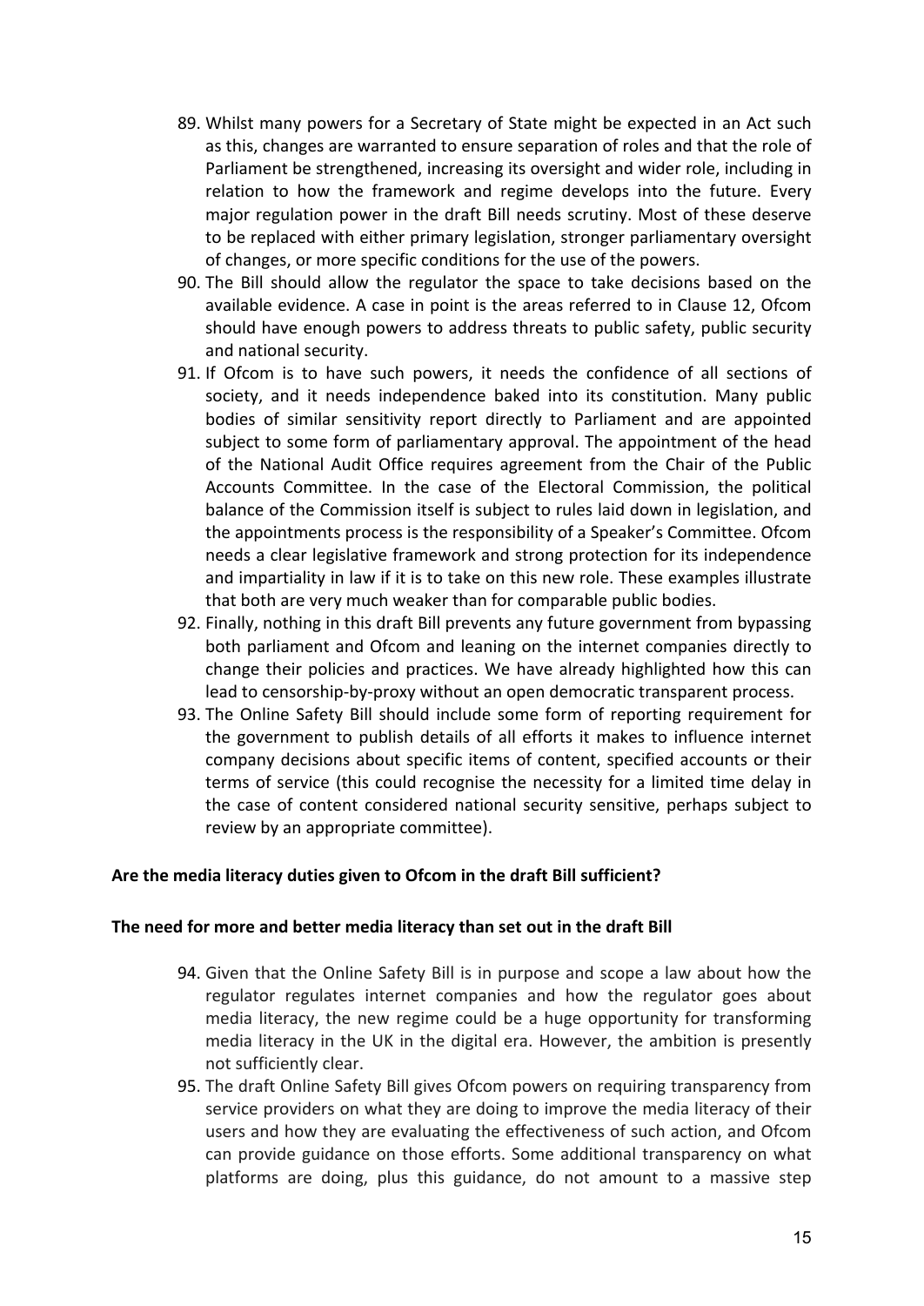89. Whilst many powers for a Secretary of State might be expected in an Act such as this, changes are warranted to ensure separation of roles and that the role of Parliament be strengthened, increasing its oversight and wider role, including in relation to how the framework and regime develops into the future. Every major regulation power in the draft Bill needs scrutiny. Most of these deserve to be replaced with either primary legislation, stronger parliamentary oversight of changes, or more specific conditions for the use of the powers.
90. The Bill should allow the regulator the space to take decisions based on the available evidence. A case in point is the areas referred to in Clause 12, Ofcom should have enough powers to address threats to public safety, public security and national security.
91. If Ofcom is to have such powers, it needs the confidence of all sections of society, and it needs independence baked into its constitution. Many public bodies of similar sensitivity report directly to Parliament and are appointed subject to some form of parliamentary approval. The appointment of the head of the National Audit Office requires agreement from the Chair of the Public Accounts Committee. In the case of the Electoral Commission, the political balance of the Commission itself is subject to rules laid down in legislation, and the appointments process is the responsibility of a Speaker's Committee. Ofcom needs a clear legislative framework and strong protection for its independence and impartiality in law if it is to take on this new role. These examples illustrate that both are very much weaker than for comparable public bodies.
92. Finally, nothing in this draft Bill prevents any future government from bypassing both parliament and Ofcom and leaning on the internet companies directly to change their policies and practices. We have already highlighted how this can lead to censorship-by-proxy without an open democratic transparent process.
93. The Online Safety Bill should include some form of reporting requirement for the government to publish details of all efforts it makes to influence internet company decisions about specific items of content, specified accounts or their terms of service (this could recognise the necessity for a limited time delay in the case of content considered national security sensitive, perhaps subject to review by an appropriate committee).

**Are the media literacy duties given to Ofcom in the draft Bill sufficient?**

**The need for more and better media literacy than set out in the draft Bill**

94. Given that the Online Safety Bill is in purpose and scope a law about how the regulator regulates internet companies and how the regulator goes about media literacy, the new regime could be a huge opportunity for transforming media literacy in the UK in the digital era. However, the ambition is presently not sufficiently clear.
95. The draft Online Safety Bill gives Ofcom powers on requiring transparency from service providers on what they are doing to improve the media literacy of their users and how they are evaluating the effectiveness of such action, and Ofcom can provide guidance on those efforts. Some additional transparency on what platforms are doing, plus this guidance, do not amount to a massive step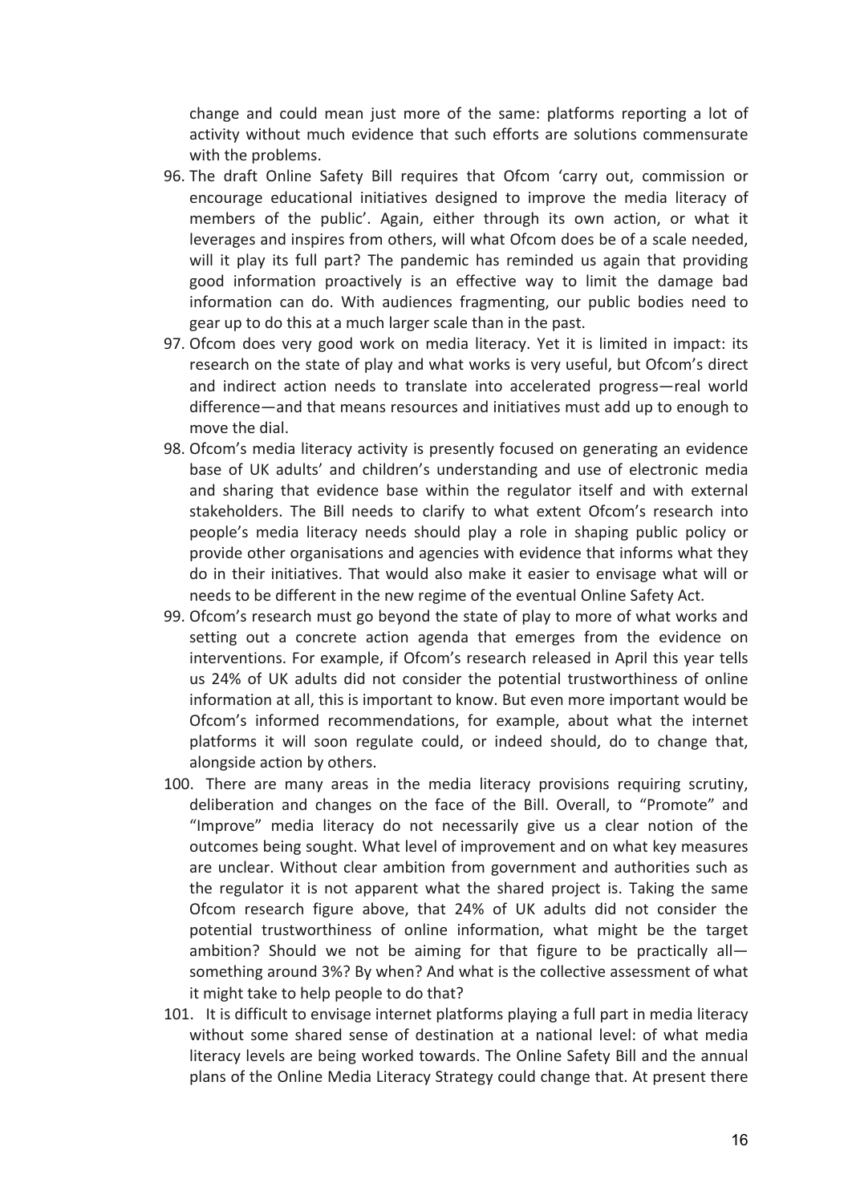change and could mean just more of the same: platforms reporting a lot of activity without much evidence that such efforts are solutions commensurate with the problems.

96. The draft Online Safety Bill requires that Ofcom 'carry out, commission or encourage educational initiatives designed to improve the media literacy of members of the public'. Again, either through its own action, or what it leverages and inspires from others, will what Ofcom does be of a scale needed, will it play its full part? The pandemic has reminded us again that providing good information proactively is an effective way to limit the damage bad information can do. With audiences fragmenting, our public bodies need to gear up to do this at a much larger scale than in the past.

97. Ofcom does very good work on media literacy. Yet it is limited in impact: its research on the state of play and what works is very useful, but Ofcom's direct and indirect action needs to translate into accelerated progress—real world difference—and that means resources and initiatives must add up to enough to move the dial.

98. Ofcom's media literacy activity is presently focused on generating an evidence base of UK adults' and children's understanding and use of electronic media and sharing that evidence base within the regulator itself and with external stakeholders. The Bill needs to clarify to what extent Ofcom's research into people's media literacy needs should play a role in shaping public policy or provide other organisations and agencies with evidence that informs what they do in their initiatives. That would also make it easier to envisage what will or needs to be different in the new regime of the eventual Online Safety Act.

99. Ofcom's research must go beyond the state of play to more of what works and setting out a concrete action agenda that emerges from the evidence on interventions. For example, if Ofcom's research released in April this year tells us 24% of UK adults did not consider the potential trustworthiness of online information at all, this is important to know. But even more important would be Ofcom's informed recommendations, for example, about what the internet platforms it will soon regulate could, or indeed should, do to change that, alongside action by others.

100. There are many areas in the media literacy provisions requiring scrutiny, deliberation and changes on the face of the Bill. Overall, to "Promote" and "Improve" media literacy do not necessarily give us a clear notion of the outcomes being sought. What level of improvement and on what key measures are unclear. Without clear ambition from government and authorities such as the regulator it is not apparent what the shared project is. Taking the same Ofcom research figure above, that 24% of UK adults did not consider the potential trustworthiness of online information, what might be the target ambition? Should we not be aiming for that figure to be practically all—something around 3%? By when? And what is the collective assessment of what it might take to help people to do that?

101. It is difficult to envisage internet platforms playing a full part in media literacy without some shared sense of destination at a national level: of what media literacy levels are being worked towards. The Online Safety Bill and the annual plans of the Online Media Literacy Strategy could change that. At present there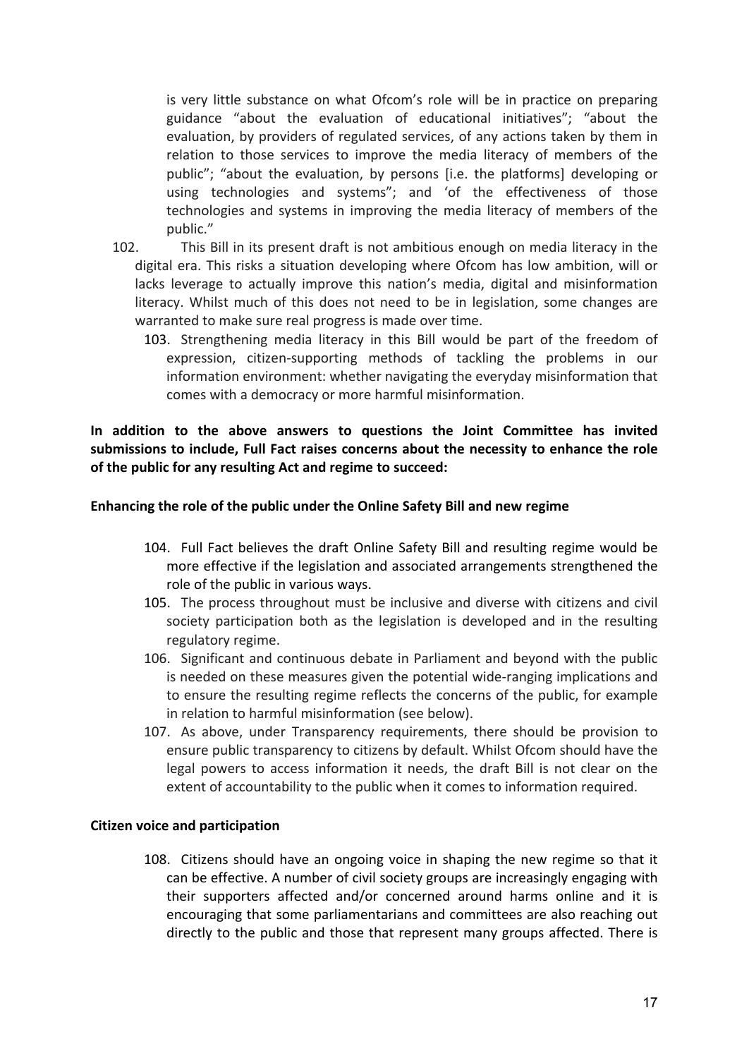is very little substance on what Ofcom's role will be in practice on preparing guidance "about the evaluation of educational initiatives"; "about the evaluation, by providers of regulated services, of any actions taken by them in relation to those services to improve the media literacy of members of the public"; "about the evaluation, by persons [i.e. the platforms] developing or using technologies and systems"; and 'of the effectiveness of those technologies and systems in improving the media literacy of members of the public."

102. This Bill in its present draft is not ambitious enough on media literacy in the digital era. This risks a situation developing where Ofcom has low ambition, will or lacks leverage to actually improve this nation's media, digital and misinformation literacy. Whilst much of this does not need to be in legislation, some changes are warranted to make sure real progress is made over time.

103. Strengthening media literacy in this Bill would be part of the freedom of expression, citizen-supporting methods of tackling the problems in our information environment: whether navigating the everyday misinformation that comes with a democracy or more harmful misinformation.

**In addition to the above answers to questions the Joint Committee has invited submissions to include, Full Fact raises concerns about the necessity to enhance the role of the public for any resulting Act and regime to succeed:**

**Enhancing the role of the public under the Online Safety Bill and new regime**

104. Full Fact believes the draft Online Safety Bill and resulting regime would be more effective if the legislation and associated arrangements strengthened the role of the public in various ways.

105. The process throughout must be inclusive and diverse with citizens and civil society participation both as the legislation is developed and in the resulting regulatory regime.

106. Significant and continuous debate in Parliament and beyond with the public is needed on these measures given the potential wide-ranging implications and to ensure the resulting regime reflects the concerns of the public, for example in relation to harmful misinformation (see below).

107. As above, under Transparency requirements, there should be provision to ensure public transparency to citizens by default. Whilst Ofcom should have the legal powers to access information it needs, the draft Bill is not clear on the extent of accountability to the public when it comes to information required.

**Citizen voice and participation**

108. Citizens should have an ongoing voice in shaping the new regime so that it can be effective. A number of civil society groups are increasingly engaging with their supporters affected and/or concerned around harms online and it is encouraging that some parliamentarians and committees are also reaching out directly to the public and those that represent many groups affected. There is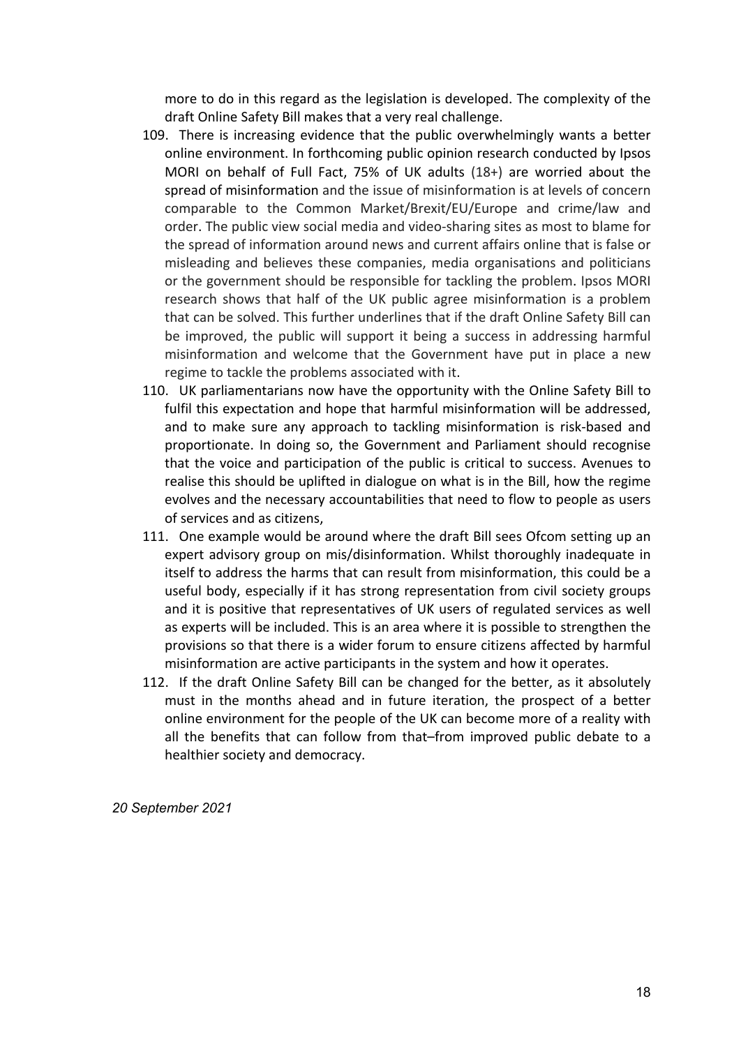more to do in this regard as the legislation is developed. The complexity of the draft Online Safety Bill makes that a very real challenge.

109. There is increasing evidence that the public overwhelmingly wants a better online environment. In forthcoming public opinion research conducted by Ipsos MORI on behalf of Full Fact, 75% of UK adults (18+) are worried about the spread of misinformation and the issue of misinformation is at levels of concern comparable to the Common Market/Brexit/EU/Europe and crime/law and order. The public view social media and video-sharing sites as most to blame for the spread of information around news and current affairs online that is false or misleading and believes these companies, media organisations and politicians or the government should be responsible for tackling the problem. Ipsos MORI research shows that half of the UK public agree misinformation is a problem that can be solved. This further underlines that if the draft Online Safety Bill can be improved, the public will support it being a success in addressing harmful misinformation and welcome that the Government have put in place a new regime to tackle the problems associated with it.

110. UK parliamentarians now have the opportunity with the Online Safety Bill to fulfil this expectation and hope that harmful misinformation will be addressed, and to make sure any approach to tackling misinformation is risk-based and proportionate. In doing so, the Government and Parliament should recognise that the voice and participation of the public is critical to success. Avenues to realise this should be uplifted in dialogue on what is in the Bill, how the regime evolves and the necessary accountabilities that need to flow to people as users of services and as citizens,

111. One example would be around where the draft Bill sees Ofcom setting up an expert advisory group on mis/disinformation. Whilst thoroughly inadequate in itself to address the harms that can result from misinformation, this could be a useful body, especially if it has strong representation from civil society groups and it is positive that representatives of UK users of regulated services as well as experts will be included. This is an area where it is possible to strengthen the provisions so that there is a wider forum to ensure citizens affected by harmful misinformation are active participants in the system and how it operates.

112. If the draft Online Safety Bill can be changed for the better, as it absolutely must in the months ahead and in future iteration, the prospect of a better online environment for the people of the UK can become more of a reality with all the benefits that can follow from that–from improved public debate to a healthier society and democracy.

*20 September 2021*